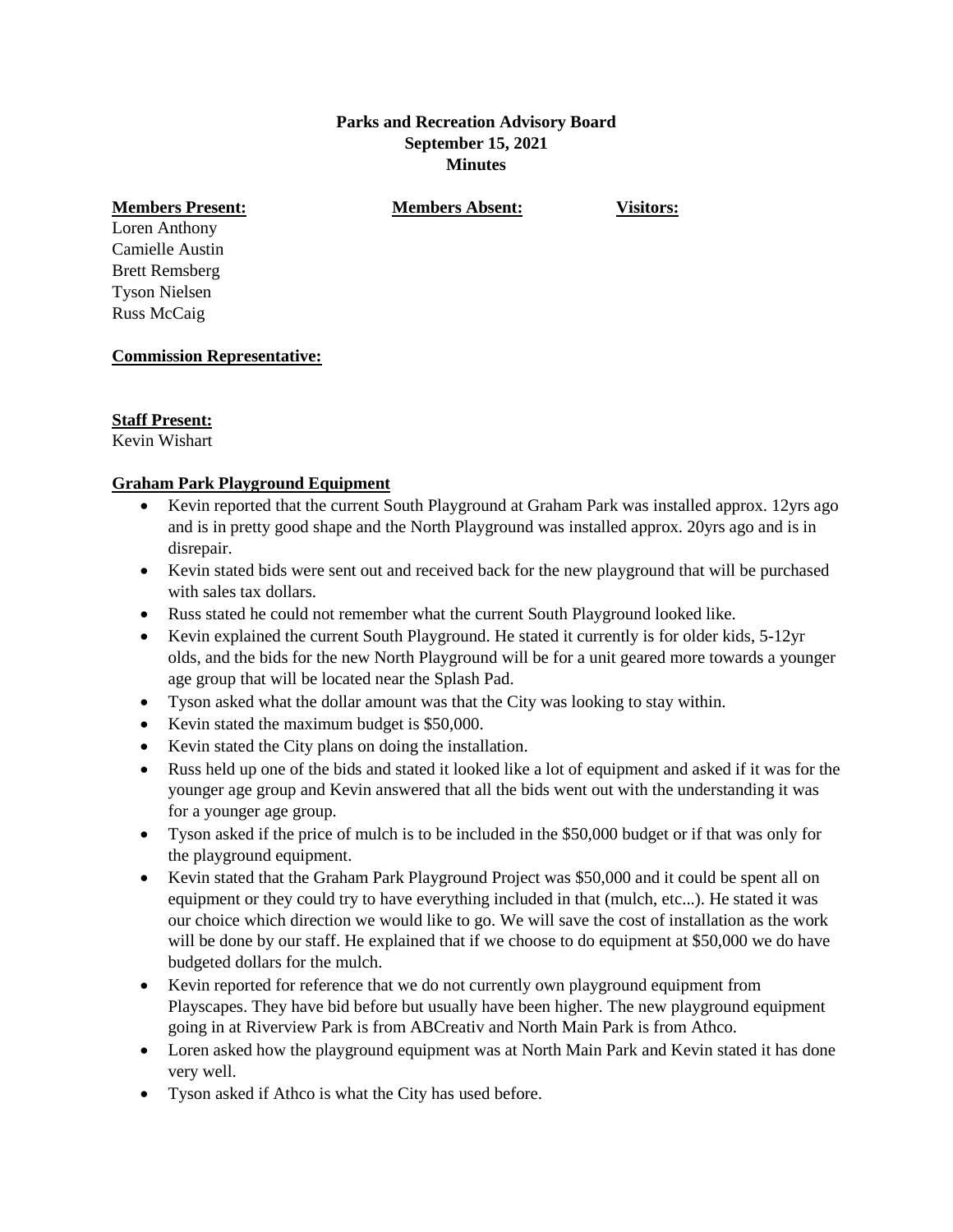**Parks and Recreation Advisory Board**
**September 15, 2021**
**Minutes**

**Members Present:** | **Members Absent:** | **Visitors:**

Loren Anthony
Camielle Austin
Brett Remsberg
Tyson Nielsen
Russ McCaig

**Commission Representative:**

**Staff Present:**
Kevin Wishart

**Graham Park Playground Equipment**

- Kevin reported that the current South Playground at Graham Park was installed approx. 12yrs ago and is in pretty good shape and the North Playground was installed approx. 20yrs ago and is in disrepair.
- Kevin stated bids were sent out and received back for the new playground that will be purchased with sales tax dollars.
- Russ stated he could not remember what the current South Playground looked like.
- Kevin explained the current South Playground. He stated it currently is for older kids, 5-12yr olds, and the bids for the new North Playground will be for a unit geared more towards a younger age group that will be located near the Splash Pad.
- Tyson asked what the dollar amount was that the City was looking to stay within.
- Kevin stated the maximum budget is $50,000.
- Kevin stated the City plans on doing the installation.
- Russ held up one of the bids and stated it looked like a lot of equipment and asked if it was for the younger age group and Kevin answered that all the bids went out with the understanding it was for a younger age group.
- Tyson asked if the price of mulch is to be included in the $50,000 budget or if that was only for the playground equipment.
- Kevin stated that the Graham Park Playground Project was $50,000 and it could be spent all on equipment or they could try to have everything included in that (mulch, etc...). He stated it was our choice which direction we would like to go. We will save the cost of installation as the work will be done by our staff. He explained that if we choose to do equipment at $50,000 we do have budgeted dollars for the mulch.
- Kevin reported for reference that we do not currently own playground equipment from Playscapes. They have bid before but usually have been higher. The new playground equipment going in at Riverview Park is from ABCreativ and North Main Park is from Athco.
- Loren asked how the playground equipment was at North Main Park and Kevin stated it has done very well.
- Tyson asked if Athco is what the City has used before.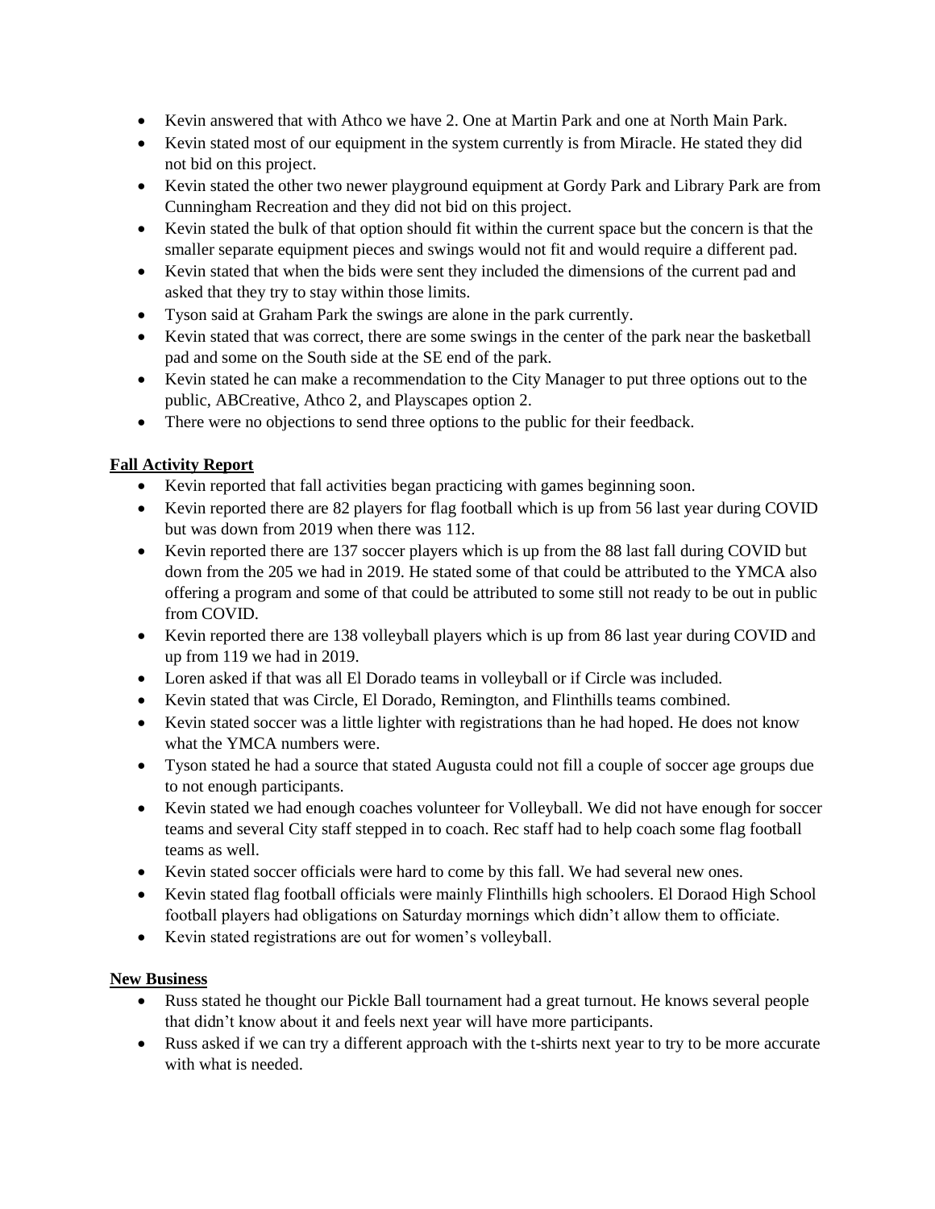- Kevin answered that with Athco we have 2. One at Martin Park and one at North Main Park.
- Kevin stated most of our equipment in the system currently is from Miracle. He stated they did not bid on this project.
- Kevin stated the other two newer playground equipment at Gordy Park and Library Park are from Cunningham Recreation and they did not bid on this project.
- Kevin stated the bulk of that option should fit within the current space but the concern is that the smaller separate equipment pieces and swings would not fit and would require a different pad.
- Kevin stated that when the bids were sent they included the dimensions of the current pad and asked that they try to stay within those limits.
- Tyson said at Graham Park the swings are alone in the park currently.
- Kevin stated that was correct, there are some swings in the center of the park near the basketball pad and some on the South side at the SE end of the park.
- Kevin stated he can make a recommendation to the City Manager to put three options out to the public, ABCreative, Athco 2, and Playscapes option 2.
- There were no objections to send three options to the public for their feedback.

**Fall Activity Report**

- Kevin reported that fall activities began practicing with games beginning soon.
- Kevin reported there are 82 players for flag football which is up from 56 last year during COVID but was down from 2019 when there was 112.
- Kevin reported there are 137 soccer players which is up from the 88 last fall during COVID but down from the 205 we had in 2019. He stated some of that could be attributed to the YMCA also offering a program and some of that could be attributed to some still not ready to be out in public from COVID.
- Kevin reported there are 138 volleyball players which is up from 86 last year during COVID and up from 119 we had in 2019.
- Loren asked if that was all El Dorado teams in volleyball or if Circle was included.
- Kevin stated that was Circle, El Dorado, Remington, and Flinthills teams combined.
- Kevin stated soccer was a little lighter with registrations than he had hoped. He does not know what the YMCA numbers were.
- Tyson stated he had a source that stated Augusta could not fill a couple of soccer age groups due to not enough participants.
- Kevin stated we had enough coaches volunteer for Volleyball. We did not have enough for soccer teams and several City staff stepped in to coach. Rec staff had to help coach some flag football teams as well.
- Kevin stated soccer officials were hard to come by this fall. We had several new ones.
- Kevin stated flag football officials were mainly Flinthills high schoolers. El Doraod High School football players had obligations on Saturday mornings which didn't allow them to officiate.
- Kevin stated registrations are out for women's volleyball.

**New Business**

- Russ stated he thought our Pickle Ball tournament had a great turnout. He knows several people that didn't know about it and feels next year will have more participants.
- Russ asked if we can try a different approach with the t-shirts next year to try to be more accurate with what is needed.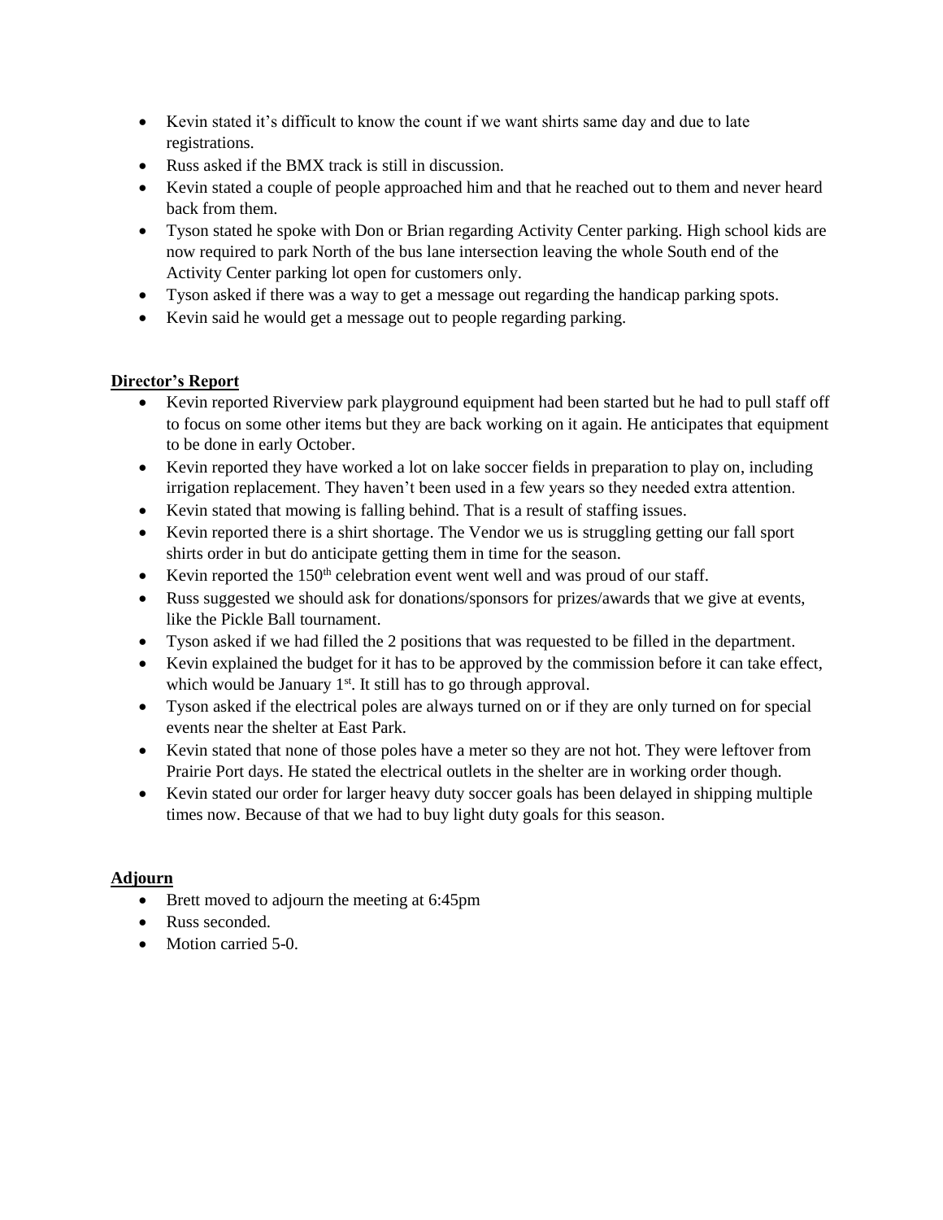- Kevin stated it's difficult to know the count if we want shirts same day and due to late registrations.
- Russ asked if the BMX track is still in discussion.
- Kevin stated a couple of people approached him and that he reached out to them and never heard back from them.
- Tyson stated he spoke with Don or Brian regarding Activity Center parking. High school kids are now required to park North of the bus lane intersection leaving the whole South end of the Activity Center parking lot open for customers only.
- Tyson asked if there was a way to get a message out regarding the handicap parking spots.
- Kevin said he would get a message out to people regarding parking.

**<u>Director's Report</u>**

- Kevin reported Riverview park playground equipment had been started but he had to pull staff off to focus on some other items but they are back working on it again. He anticipates that equipment to be done in early October.
- Kevin reported they have worked a lot on lake soccer fields in preparation to play on, including irrigation replacement. They haven't been used in a few years so they needed extra attention.
- Kevin stated that mowing is falling behind. That is a result of staffing issues.
- Kevin reported there is a shirt shortage. The Vendor we us is struggling getting our fall sport shirts order in but do anticipate getting them in time for the season.
- Kevin reported the 150th celebration event went well and was proud of our staff.
- Russ suggested we should ask for donations/sponsors for prizes/awards that we give at events, like the Pickle Ball tournament.
- Tyson asked if we had filled the 2 positions that was requested to be filled in the department.
- Kevin explained the budget for it has to be approved by the commission before it can take effect, which would be January 1st. It still has to go through approval.
- Tyson asked if the electrical poles are always turned on or if they are only turned on for special events near the shelter at East Park.
- Kevin stated that none of those poles have a meter so they are not hot. They were leftover from Prairie Port days. He stated the electrical outlets in the shelter are in working order though.
- Kevin stated our order for larger heavy duty soccer goals has been delayed in shipping multiple times now. Because of that we had to buy light duty goals for this season.

**<u>Adjourn</u>**

- Brett moved to adjourn the meeting at 6:45pm
- Russ seconded.
- Motion carried 5-0.